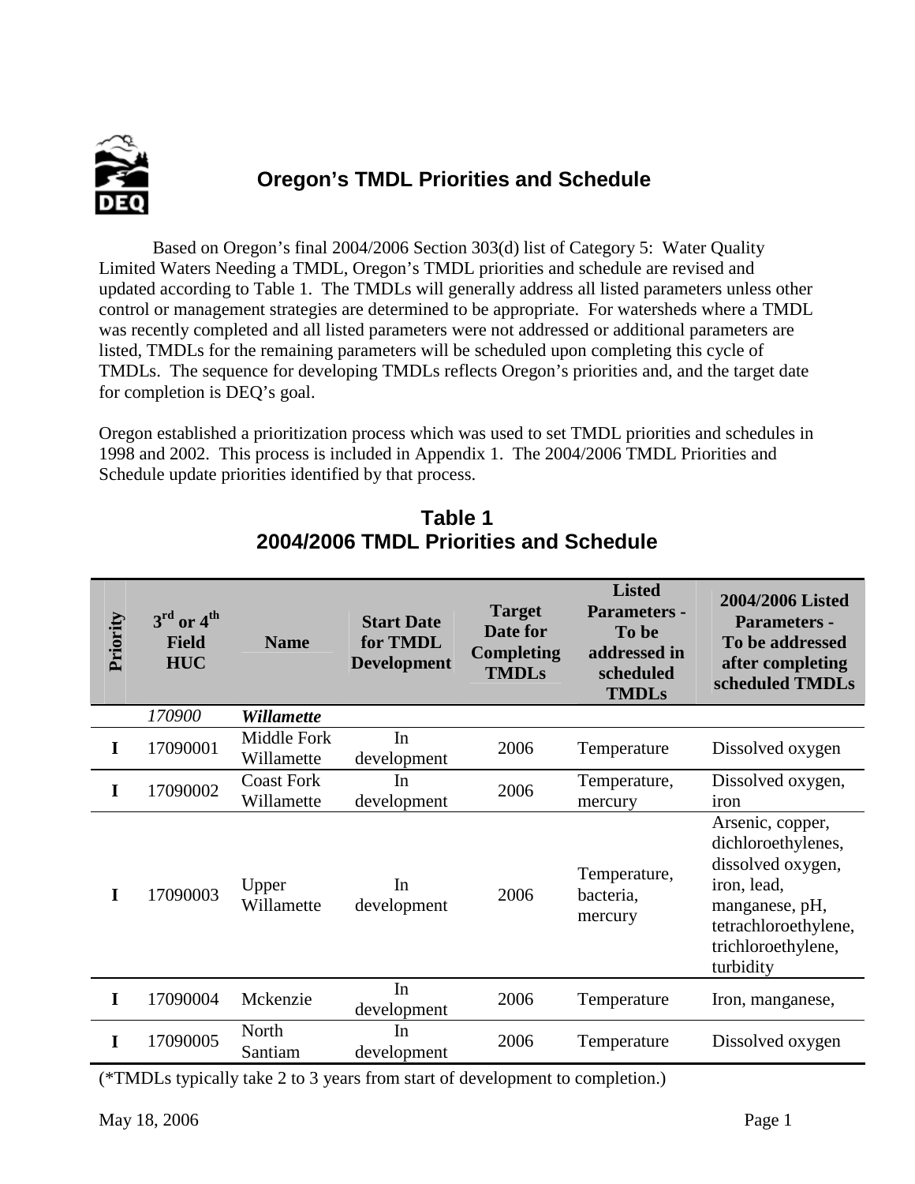# Oregon's TMDL Priorities and Schedule

Based on Oregon's final 2004/2006 Section 303(d) list of Category 5: Water Quality Limited Waters Needing a TMDL, Oregon's TMDL priorities and schedule are revised and updated according to Table 1. The TMDLs will generally address all listed parameters unless other control or management strategies are determined to be appropriate. For watersheds where a TMDL was recently completed and all listed parameters were not addressed or additional parameters are listed, TMDLs for the remaining parameters will be scheduled upon completing this cycle of TMDLs. The sequence for developing TMDLs reflects Oregon's priorities and, and the target date for completion is DEQ's goal.

Oregon established a prioritization process which was used to set TMDL priorities and schedules in 1998 and 2002. This process is included in Appendix 1. The 2004/2006 TMDL Priorities and Schedule update priorities identified by that process.

## Table 1
## 2004/2006 TMDL Priorities and Schedule

| Priority | 3rd or 4th Field HUC | Name | Start Date for TMDL Development | Target Date for Completing TMDLs | Listed Parameters - To be addressed in scheduled TMDLs | 2004/2006 Listed Parameters - To be addressed after completing scheduled TMDLs |
|---|---|---|---|---|---|---|
| | *170900* | ***Willamette*** | | | | |
| **I** | 17090001 | Middle Fork Willamette | In development | 2006 | Temperature | Dissolved oxygen |
| **I** | 17090002 | Coast Fork Willamette | In development | 2006 | Temperature, mercury | Dissolved oxygen, iron |
| **I** | 17090003 | Upper Willamette | In development | 2006 | Temperature, bacteria, mercury | Arsenic, copper, dichloroethylenes, dissolved oxygen, iron, lead, manganese, pH, tetrachloroethylene, trichloroethylene, turbidity |
| **I** | 17090004 | Mckenzie | In development | 2006 | Temperature | Iron, manganese, |
| **I** | 17090005 | North Santiam | In development | 2006 | Temperature | Dissolved oxygen |

(*TMDLs typically take 2 to 3 years from start of development to completion.)

May 18, 2006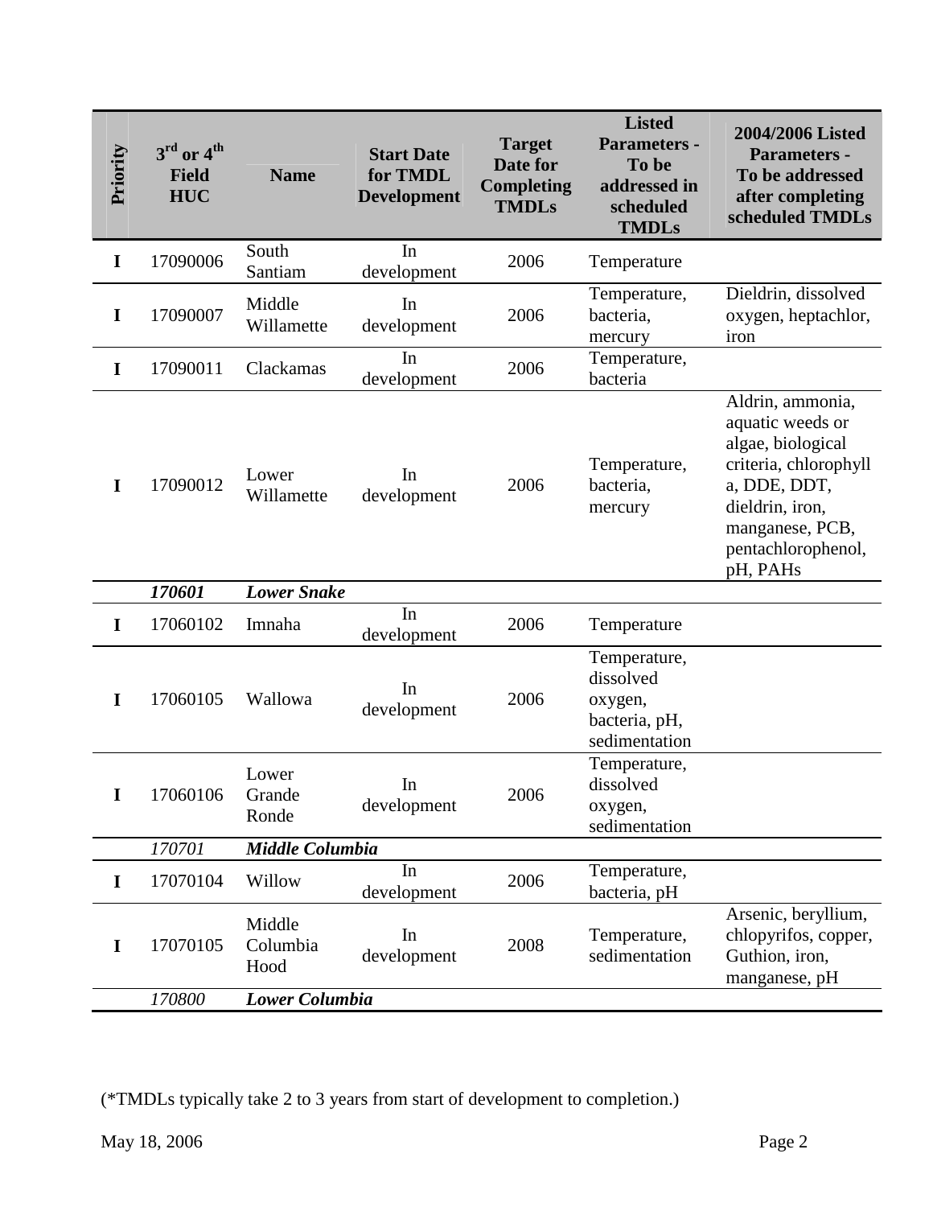| Priority | 3rd or 4th Field HUC | Name | Start Date for TMDL Development | Target Date for Completing TMDLs | Listed Parameters - To be addressed in scheduled TMDLs | 2004/2006 Listed Parameters - To be addressed after completing scheduled TMDLs |
|---|---|---|---|---|---|---|
| I | 17090006 | South Santiam | In development | 2006 | Temperature | |
| I | 17090007 | Middle Willamette | In development | 2006 | Temperature, bacteria, mercury | Dieldrin, dissolved oxygen, heptachlor, iron |
| I | 17090011 | Clackamas | In development | 2006 | Temperature, bacteria | |
| I | 17090012 | Lower Willamette | In development | 2006 | Temperature, bacteria, mercury | Aldrin, ammonia, aquatic weeds or algae, biological criteria, chlorophyll a, DDE, DDT, dieldrin, iron, manganese, PCB, pentachlorophenol, pH, PAHs |
| | *170601* | ***Lower Snake*** | | | | |
| I | 17060102 | Imnaha | In development | 2006 | Temperature | |
| I | 17060105 | Wallowa | In development | 2006 | Temperature, dissolved oxygen, bacteria, pH, sedimentation | |
| I | 17060106 | Lower Grande Ronde | In development | 2006 | Temperature, dissolved oxygen, sedimentation | |
| | *170701* | ***Middle Columbia*** | | | | |
| I | 17070104 | Willow | In development | 2006 | Temperature, bacteria, pH | |
| I | 17070105 | Middle Columbia Hood | In development | 2008 | Temperature, sedimentation | Arsenic, beryllium, chlopyrifos, copper, Guthion, iron, manganese, pH |
| | *170800* | ***Lower Columbia*** | | | | |

(*TMDLs typically take 2 to 3 years from start of development to completion.)

May 18, 2006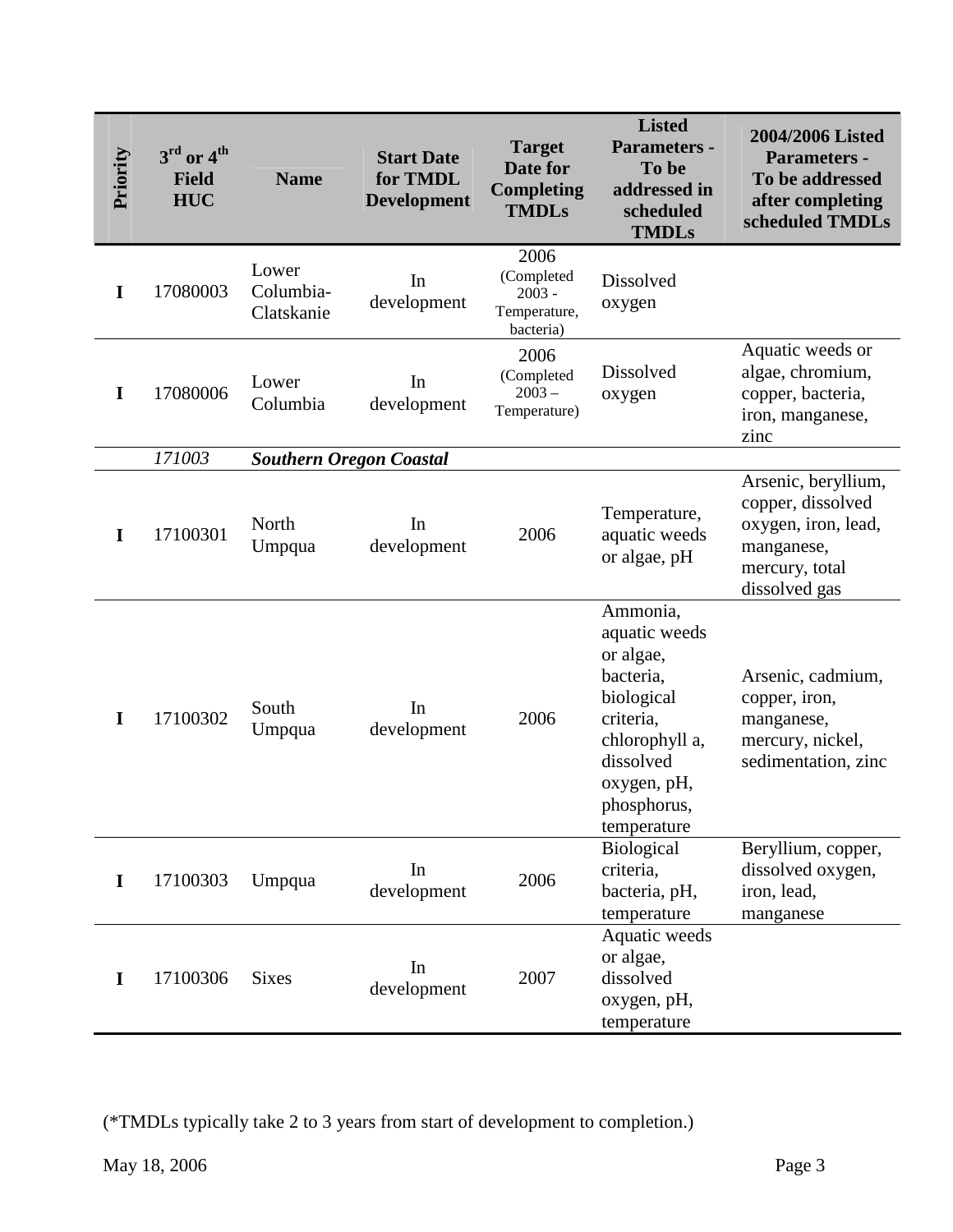| Priority | 3rd or 4th Field HUC | Name | Start Date for TMDL Development | Target Date for Completing TMDLs | Listed Parameters - To be addressed in scheduled TMDLs | 2004/2006 Listed Parameters - To be addressed after completing scheduled TMDLs |
|---|---|---|---|---|---|---|
| I | 17080003 | Lower Columbia-Clatskanie | In development | 2006 (Completed 2003 - Temperature, bacteria) | Dissolved oxygen | |
| I | 17080006 | Lower Columbia | In development | 2006 (Completed 2003 – Temperature) | Dissolved oxygen | Aquatic weeds or algae, chromium, copper, bacteria, iron, manganese, zinc |
| | *171003* | ***Southern Oregon Coastal*** | | | | |
| I | 17100301 | North Umpqua | In development | 2006 | Temperature, aquatic weeds or algae, pH | Arsenic, beryllium, copper, dissolved oxygen, iron, lead, manganese, mercury, total dissolved gas |
| I | 17100302 | South Umpqua | In development | 2006 | Ammonia, aquatic weeds or algae, bacteria, biological criteria, chlorophyll a, dissolved oxygen, pH, phosphorus, temperature | Arsenic, cadmium, copper, iron, manganese, mercury, nickel, sedimentation, zinc |
| I | 17100303 | Umpqua | In development | 2006 | Biological criteria, bacteria, pH, temperature | Beryllium, copper, dissolved oxygen, iron, lead, manganese |
| I | 17100306 | Sixes | In development | 2007 | Aquatic weeds or algae, dissolved oxygen, pH, temperature | |

(*TMDLs typically take 2 to 3 years from start of development to completion.)

May 18, 2006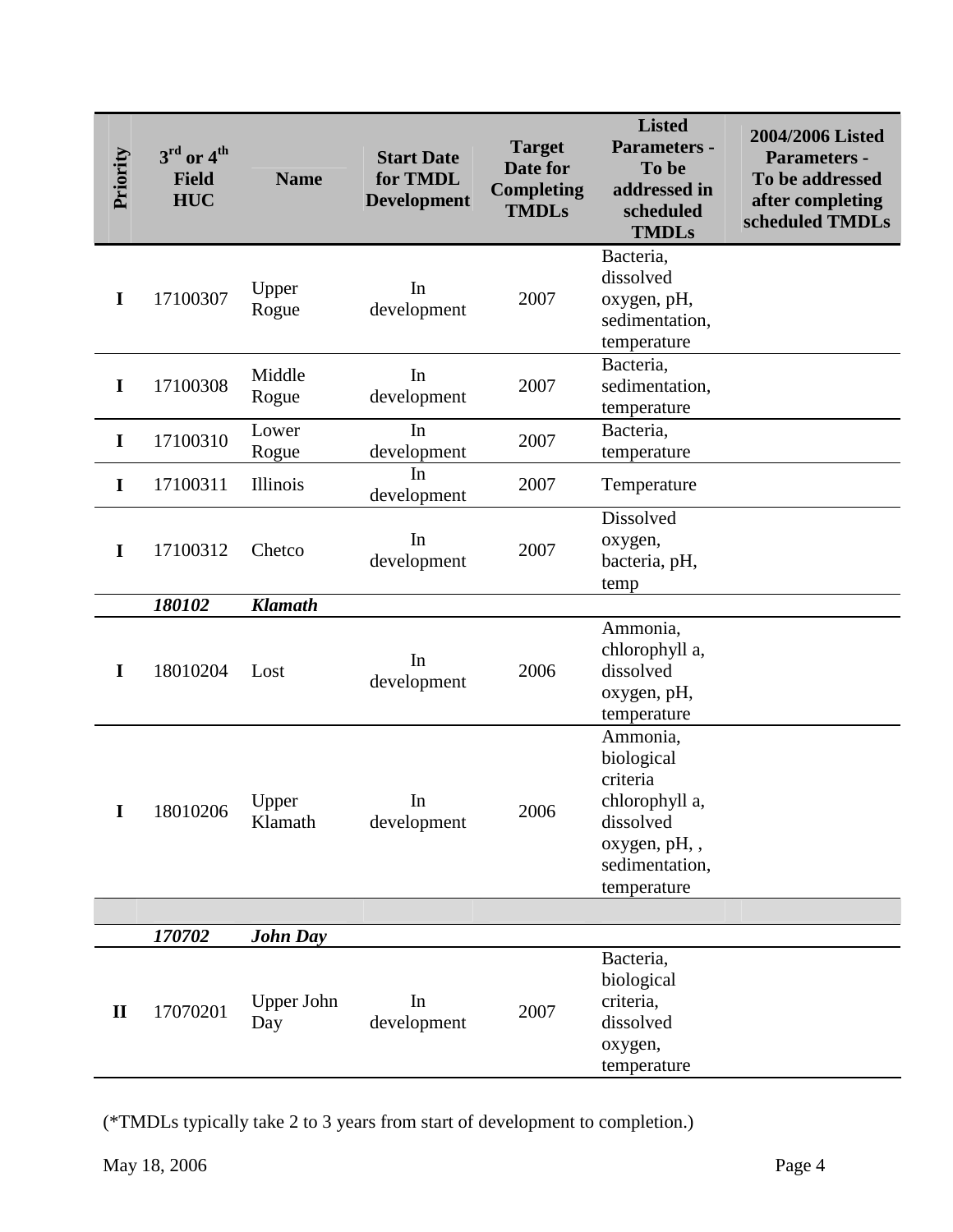| Priority | 3rd or 4th Field HUC | Name | Start Date for TMDL Development | Target Date for Completing TMDLs | Listed Parameters - To be addressed in scheduled TMDLs | 2004/2006 Listed Parameters - To be addressed after completing scheduled TMDLs |
|---|---|---|---|---|---|---|
| I | 17100307 | Upper Rogue | In development | 2007 | Bacteria, dissolved oxygen, pH, sedimentation, temperature | |
| I | 17100308 | Middle Rogue | In development | 2007 | Bacteria, sedimentation, temperature | |
| I | 17100310 | Lower Rogue | In development | 2007 | Bacteria, temperature | |
| I | 17100311 | Illinois | In development | 2007 | Temperature | |
| I | 17100312 | Chetco | In development | 2007 | Dissolved oxygen, bacteria, pH, temp | |
| | ***180102*** | ***Klamath*** | | | | |
| I | 18010204 | Lost | In development | 2006 | Ammonia, chlorophyll a, dissolved oxygen, pH, temperature | |
| I | 18010206 | Upper Klamath | In development | 2006 | Ammonia, biological criteria chlorophyll a, dissolved oxygen, pH, , sedimentation, temperature | |
| | | | | | | |
| | ***170702*** | ***John Day*** | | | | |
| II | 17070201 | Upper John Day | In development | 2007 | Bacteria, biological criteria, dissolved oxygen, temperature | |

(*TMDLs typically take 2 to 3 years from start of development to completion.)

May 18, 2006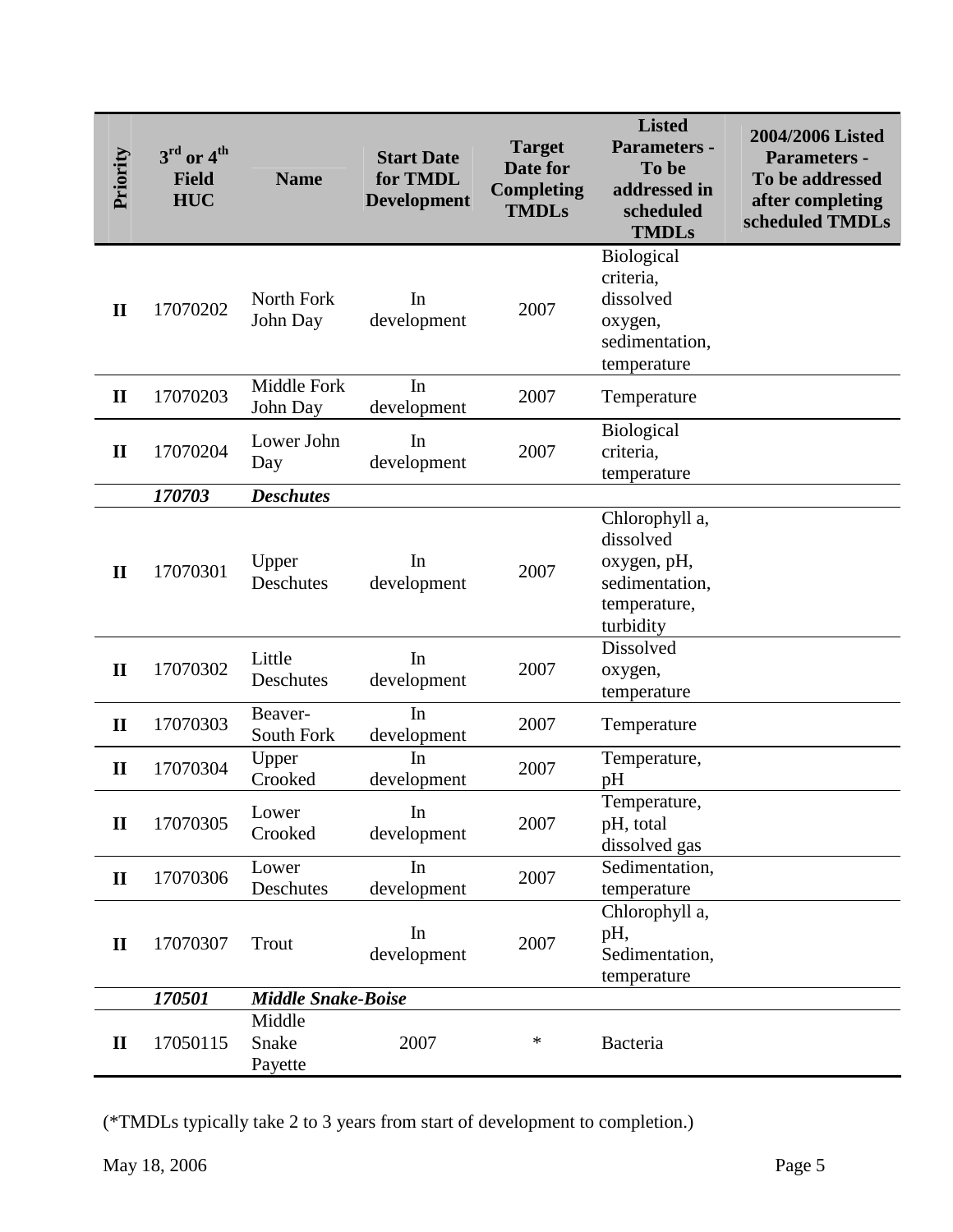| Priority | 3rd or 4th Field HUC | Name | Start Date for TMDL Development | Target Date for Completing TMDLs | Listed Parameters - To be addressed in scheduled TMDLs | 2004/2006 Listed Parameters - To be addressed after completing scheduled TMDLs |
|---|---|---|---|---|---|---|
| II | 17070202 | North Fork John Day | In development | 2007 | Biological criteria, dissolved oxygen, sedimentation, temperature | |
| II | 17070203 | Middle Fork John Day | In development | 2007 | Temperature | |
| II | 17070204 | Lower John Day | In development | 2007 | Biological criteria, temperature | |
| | ***170703*** | ***Deschutes*** | | | | |
| II | 17070301 | Upper Deschutes | In development | 2007 | Chlorophyll a, dissolved oxygen, pH, sedimentation, temperature, turbidity | |
| II | 17070302 | Little Deschutes | In development | 2007 | Dissolved oxygen, temperature | |
| II | 17070303 | Beaver-South Fork | In development | 2007 | Temperature | |
| II | 17070304 | Upper Crooked | In development | 2007 | Temperature, pH | |
| II | 17070305 | Lower Crooked | In development | 2007 | Temperature, pH, total dissolved gas | |
| II | 17070306 | Lower Deschutes | In development | 2007 | Sedimentation, temperature | |
| II | 17070307 | Trout | In development | 2007 | Chlorophyll a, pH, Sedimentation, temperature | |
| | ***170501*** | ***Middle Snake-Boise*** | | | | |
| II | 17050115 | Middle Snake Payette | 2007 | * | Bacteria | |

(*TMDLs typically take 2 to 3 years from start of development to completion.)

May 18, 2006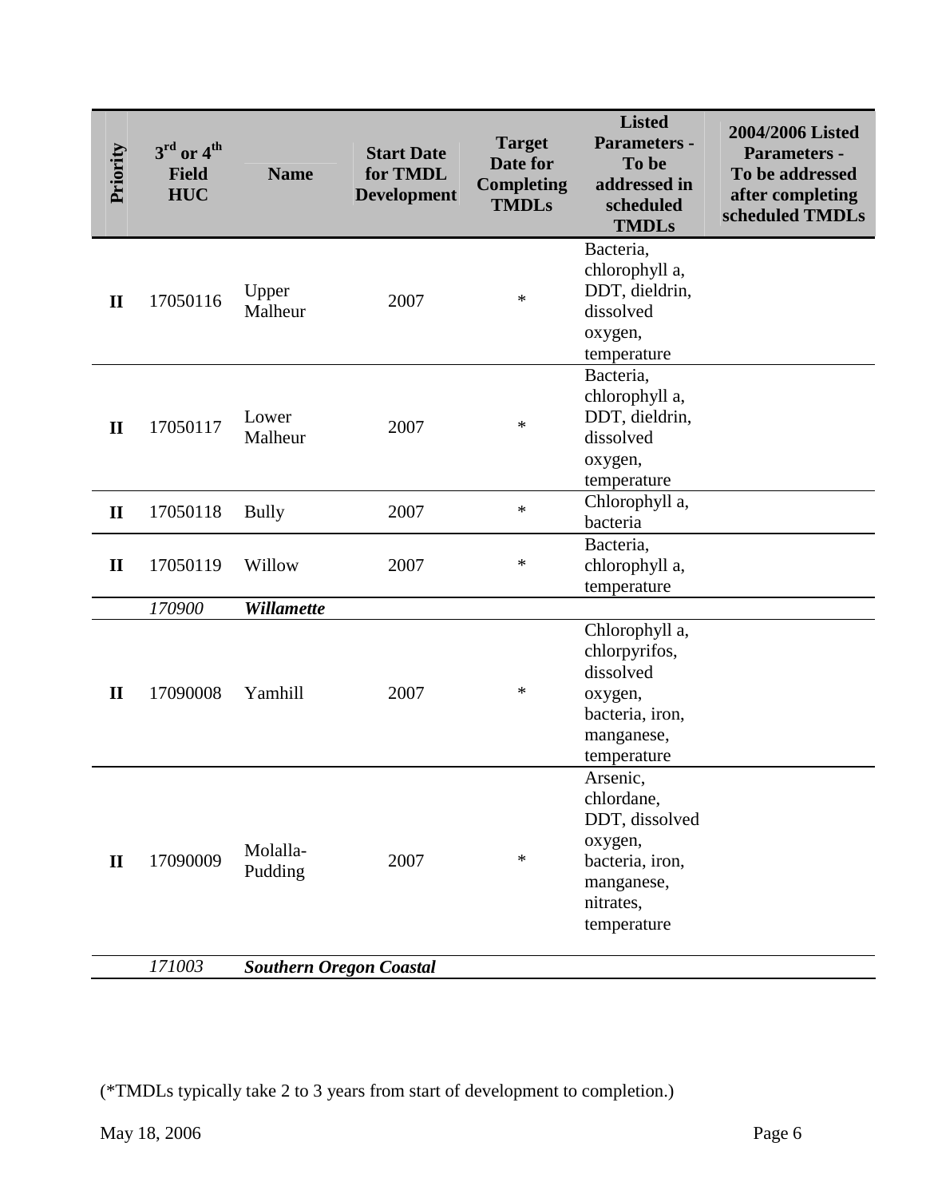| Priority | 3rd or 4th Field HUC | Name | Start Date for TMDL Development | Target Date for Completing TMDLs | Listed Parameters - To be addressed in scheduled TMDLs | 2004/2006 Listed Parameters - To be addressed after completing scheduled TMDLs |
|---|---|---|---|---|---|---|
| II | 17050116 | Upper Malheur | 2007 | * | Bacteria, chlorophyll a, DDT, dieldrin, dissolved oxygen, temperature | |
| II | 17050117 | Lower Malheur | 2007 | * | Bacteria, chlorophyll a, DDT, dieldrin, dissolved oxygen, temperature | |
| II | 17050118 | Bully | 2007 | * | Chlorophyll a, bacteria | |
| II | 17050119 | Willow | 2007 | * | Bacteria, chlorophyll a, temperature | |
| | *170900* | ***Willamette*** | | | | |
| II | 17090008 | Yamhill | 2007 | * | Chlorophyll a, chlorpyrifos, dissolved oxygen, bacteria, iron, manganese, temperature | |
| II | 17090009 | Molalla-Pudding | 2007 | * | Arsenic, chlordane, DDT, dissolved oxygen, bacteria, iron, manganese, nitrates, temperature | |
| | *171003* | ***Southern Oregon Coastal*** | | | | |

(*TMDLs typically take 2 to 3 years from start of development to completion.)

May 18, 2006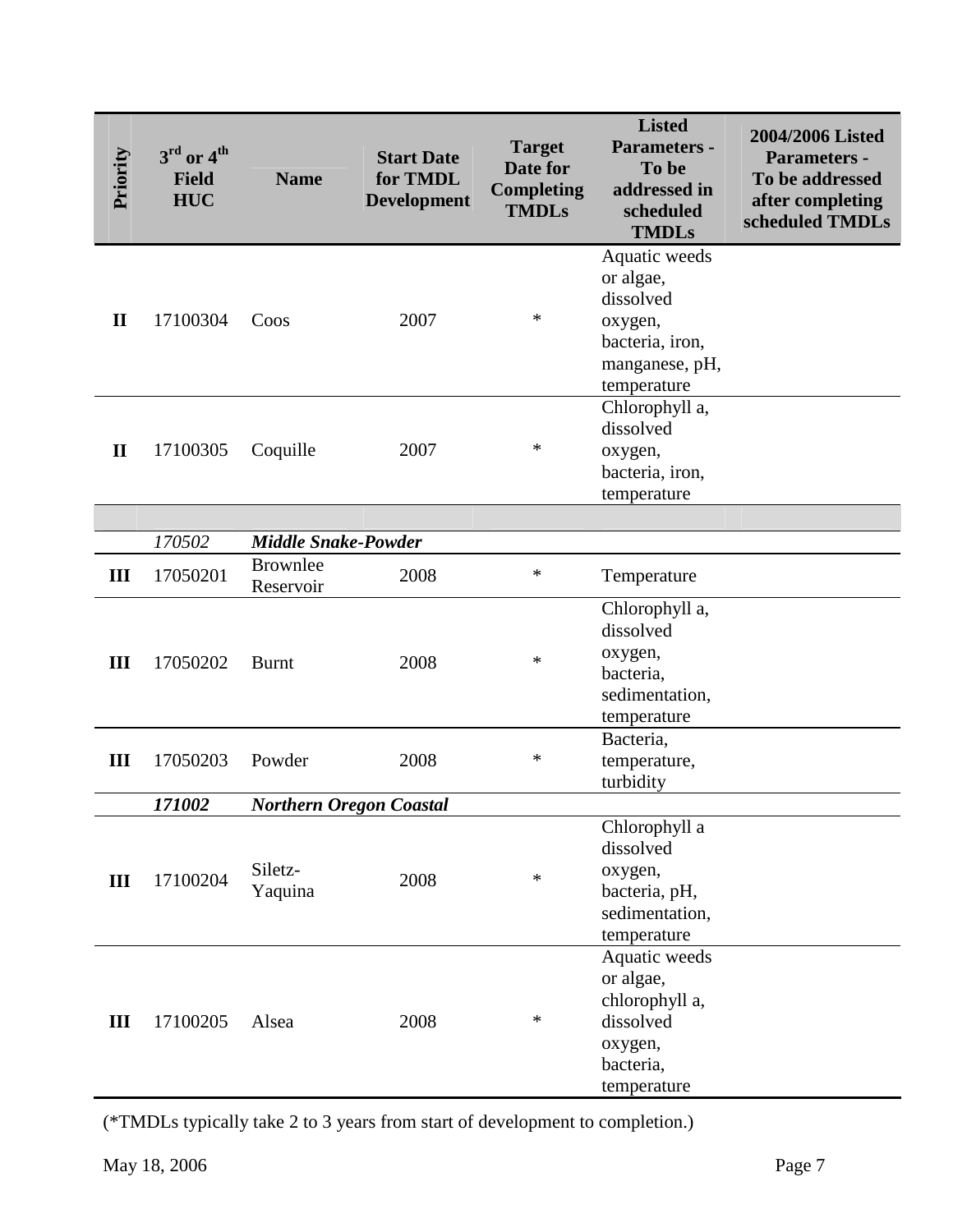| Priority | 3rd or 4th Field HUC | Name | Start Date for TMDL Development | Target Date for Completing TMDLs | Listed Parameters - To be addressed in scheduled TMDLs | 2004/2006 Listed Parameters - To be addressed after completing scheduled TMDLs |
|---|---|---|---|---|---|---|
| **II** | 17100304 | Coos | 2007 | * | Aquatic weeds or algae, dissolved oxygen, bacteria, iron, manganese, pH, temperature | |
| **II** | 17100305 | Coquille | 2007 | * | Chlorophyll a, dissolved oxygen, bacteria, iron, temperature | |
| | | | | | | |
| | *170502* | ***Middle Snake-Powder*** | | | | |
| **III** | 17050201 | Brownlee Reservoir | 2008 | * | Temperature | |
| **III** | 17050202 | Burnt | 2008 | * | Chlorophyll a, dissolved oxygen, bacteria, sedimentation, temperature | |
| **III** | 17050203 | Powder | 2008 | * | Bacteria, temperature, turbidity | |
| | ***171002*** | ***Northern Oregon Coastal*** | | | | |
| **III** | 17100204 | Siletz-Yaquina | 2008 | * | Chlorophyll a dissolved oxygen, bacteria, pH, sedimentation, temperature | |
| **III** | 17100205 | Alsea | 2008 | * | Aquatic weeds or algae, chlorophyll a, dissolved oxygen, bacteria, temperature | |

(*TMDLs typically take 2 to 3 years from start of development to completion.)

May 18, 2006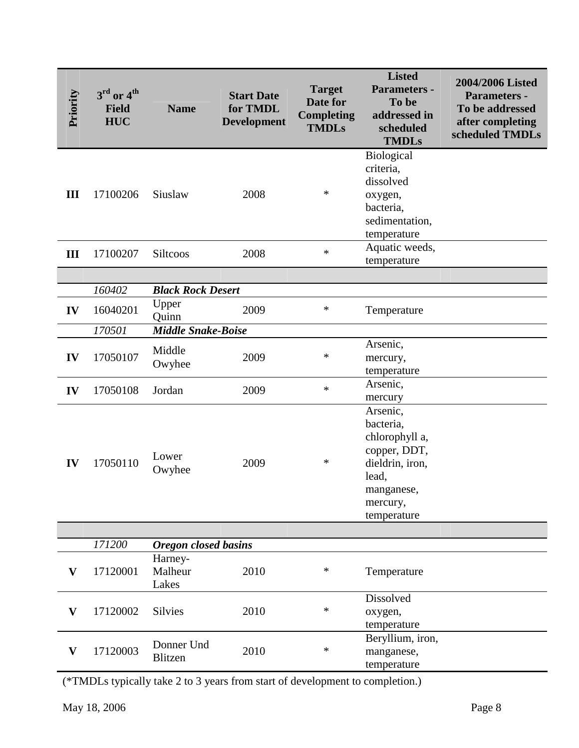| Priority | 3rd or 4th Field HUC | Name | Start Date for TMDL Development | Target Date for Completing TMDLs | Listed Parameters - To be addressed in scheduled TMDLs | 2004/2006 Listed Parameters - To be addressed after completing scheduled TMDLs |
|---|---|---|---|---|---|---|
| **III** | 17100206 | Siuslaw | 2008 | * | Biological criteria, dissolved oxygen, bacteria, sedimentation, temperature | |
| **III** | 17100207 | Siltcoos | 2008 | * | Aquatic weeds, temperature | |
| | | | | | | |
| | *160402* | ***Black Rock Desert*** | | | | |
| **IV** | 16040201 | Upper Quinn | 2009 | * | Temperature | |
| | *170501* | ***Middle Snake-Boise*** | | | | |
| **IV** | 17050107 | Middle Owyhee | 2009 | * | Arsenic, mercury, temperature | |
| **IV** | 17050108 | Jordan | 2009 | * | Arsenic, mercury | |
| **IV** | 17050110 | Lower Owyhee | 2009 | * | Arsenic, bacteria, chlorophyll a, copper, DDT, dieldrin, iron, lead, manganese, mercury, temperature | |
| | | | | | | |
| | *171200* | ***Oregon closed basins*** | | | | |
| **V** | 17120001 | Harney-Malheur Lakes | 2010 | * | Temperature | |
| **V** | 17120002 | Silvies | 2010 | * | Dissolved oxygen, temperature | |
| **V** | 17120003 | Donner Und Blitzen | 2010 | * | Beryllium, iron, manganese, temperature | |

(*TMDLs typically take 2 to 3 years from start of development to completion.)

May 18, 2006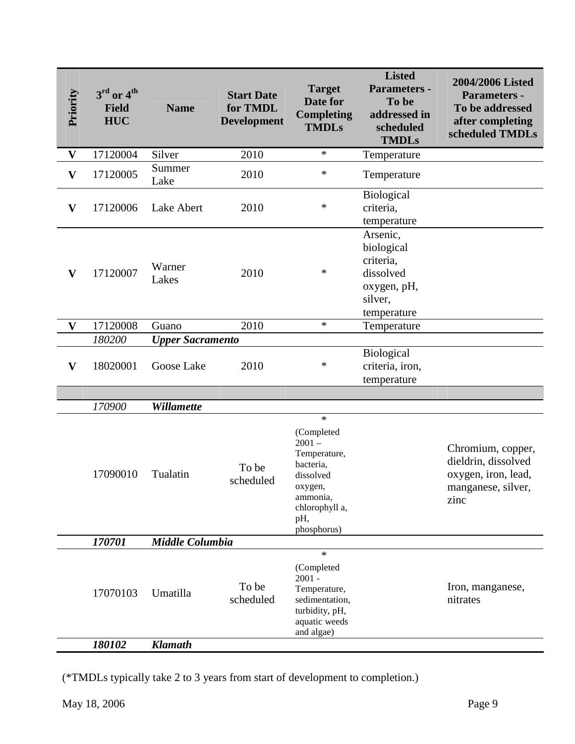| Priority | 3rd or 4th Field HUC | Name | Start Date for TMDL Development | Target Date for Completing TMDLs | Listed Parameters - To be addressed in scheduled TMDLs | 2004/2006 Listed Parameters - To be addressed after completing scheduled TMDLs |
|---|---|---|---|---|---|---|
| V | 17120004 | Silver | 2010 | * | Temperature | |
| V | 17120005 | Summer Lake | 2010 | * | Temperature | |
| V | 17120006 | Lake Abert | 2010 | * | Biological criteria, temperature | |
| V | 17120007 | Warner Lakes | 2010 | * | Arsenic, biological criteria, dissolved oxygen, pH, silver, temperature | |
| V | 17120008 | Guano | 2010 | * | Temperature | |
| | *180200* | ***Upper Sacramento*** | | | | |
| V | 18020001 | Goose Lake | 2010 | * | Biological criteria, iron, temperature | |
| | | | | | | |
| | *170900* | ***Willamette*** | | | | |
| | 17090010 | Tualatin | To be scheduled | * (Completed 2001 – Temperature, bacteria, dissolved oxygen, ammonia, chlorophyll a, pH, phosphorus) | | Chromium, copper, dieldrin, dissolved oxygen, iron, lead, manganese, silver, zinc |
| | ***170701*** | ***Middle Columbia*** | | | | |
| | 17070103 | Umatilla | To be scheduled | * (Completed 2001 - Temperature, sedimentation, turbidity, pH, aquatic weeds and algae) | | Iron, manganese, nitrates |
| | ***180102*** | ***Klamath*** | | | | |

(*TMDLs typically take 2 to 3 years from start of development to completion.)

May 18, 2006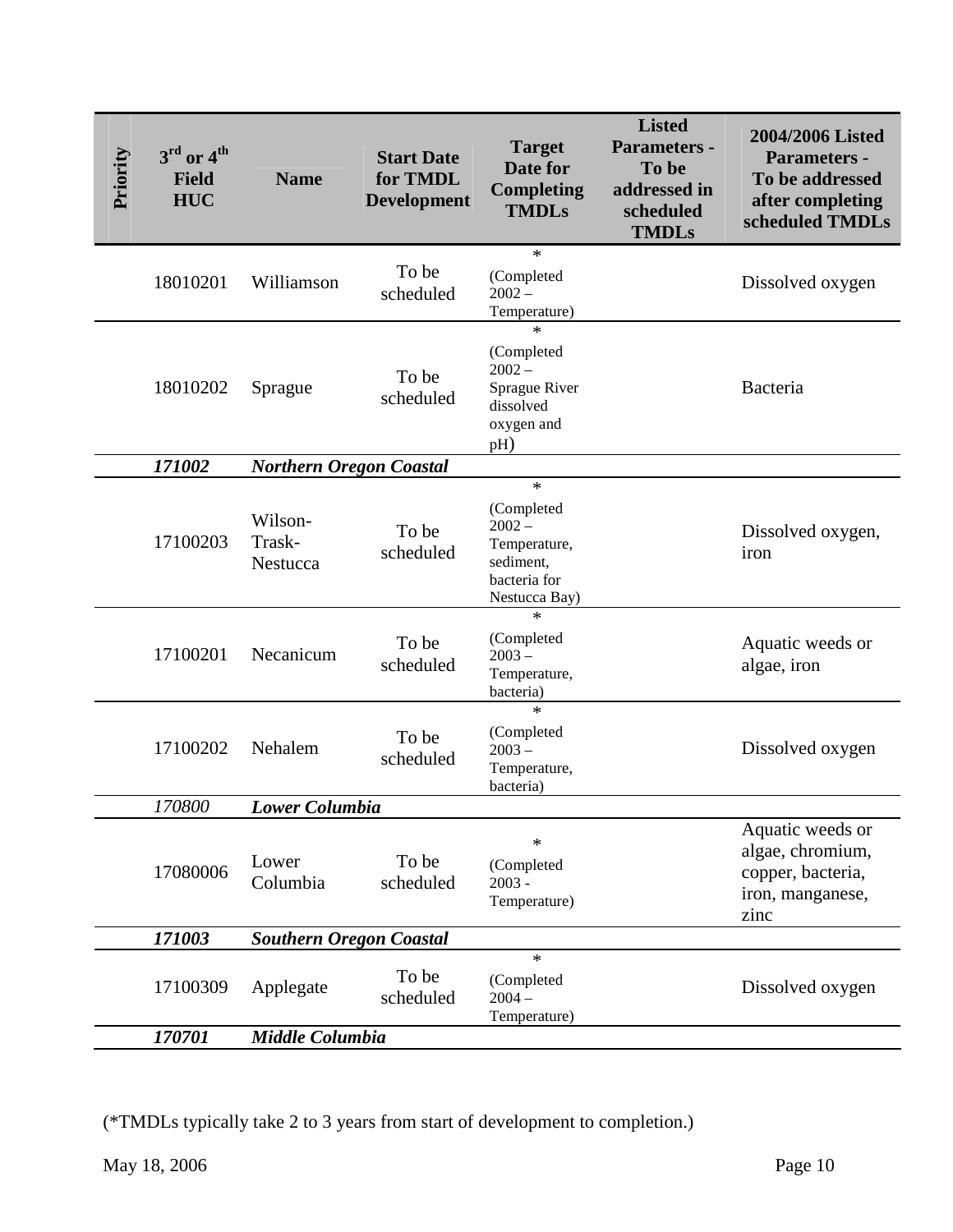| Priority | $3^{rd}$ or $4^{th}$ Field HUC | Name | Start Date for TMDL Development | Target Date for Completing TMDLs | Listed Parameters - To be addressed in scheduled TMDLs | 2004/2006 Listed Parameters - To be addressed after completing scheduled TMDLs |
|---|---|---|---|---|---|---|
| | 18010201 | Williamson | To be scheduled | * (Completed 2002 – Temperature) | | Dissolved oxygen |
| | 18010202 | Sprague | To be scheduled | * (Completed 2002 – Sprague River dissolved oxygen and pH) | | Bacteria |
| | ***171002*** | ***Northern Oregon Coastal*** | | | | |
| | 17100203 | Wilson-Trask-Nestucca | To be scheduled | * (Completed 2002 – Temperature, sediment, bacteria for Nestucca Bay) | | Dissolved oxygen, iron |
| | 17100201 | Necanicum | To be scheduled | * (Completed 2003 – Temperature, bacteria) | | Aquatic weeds or algae, iron |
| | 17100202 | Nehalem | To be scheduled | * (Completed 2003 – Temperature, bacteria) | | Dissolved oxygen |
| | *170800* | ***Lower Columbia*** | | | | |
| | 17080006 | Lower Columbia | To be scheduled | * (Completed 2003 - Temperature) | | Aquatic weeds or algae, chromium, copper, bacteria, iron, manganese, zinc |
| | ***171003*** | ***Southern Oregon Coastal*** | | | | |
| | 17100309 | Applegate | To be scheduled | * (Completed 2004 – Temperature) | | Dissolved oxygen |
| | ***170701*** | ***Middle Columbia*** | | | | |

(*TMDLs typically take 2 to 3 years from start of development to completion.)

May 18, 2006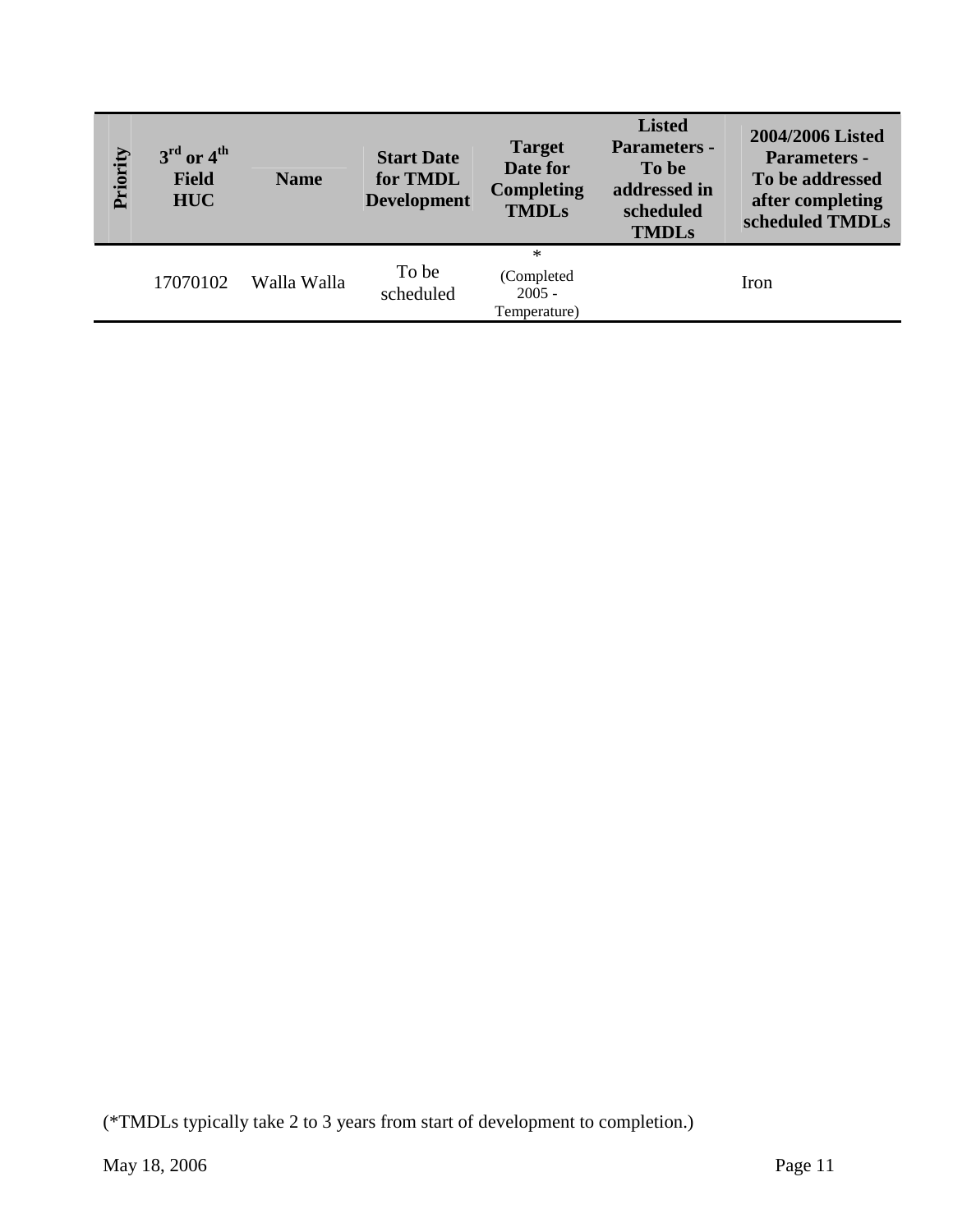| Priority | $3^{rd}$ or $4^{th}$ Field HUC | Name | Start Date for TMDL Development | Target Date for Completing TMDLs | Listed Parameters - To be addressed in scheduled TMDLs | 2004/2006 Listed Parameters - To be addressed after completing scheduled TMDLs |
|---|---|---|---|---|---|---|
| | 17070102 | Walla Walla | To be scheduled | * (Completed 2005 - Temperature) | | Iron |

(*TMDLs typically take 2 to 3 years from start of development to completion.)

May 18, 2006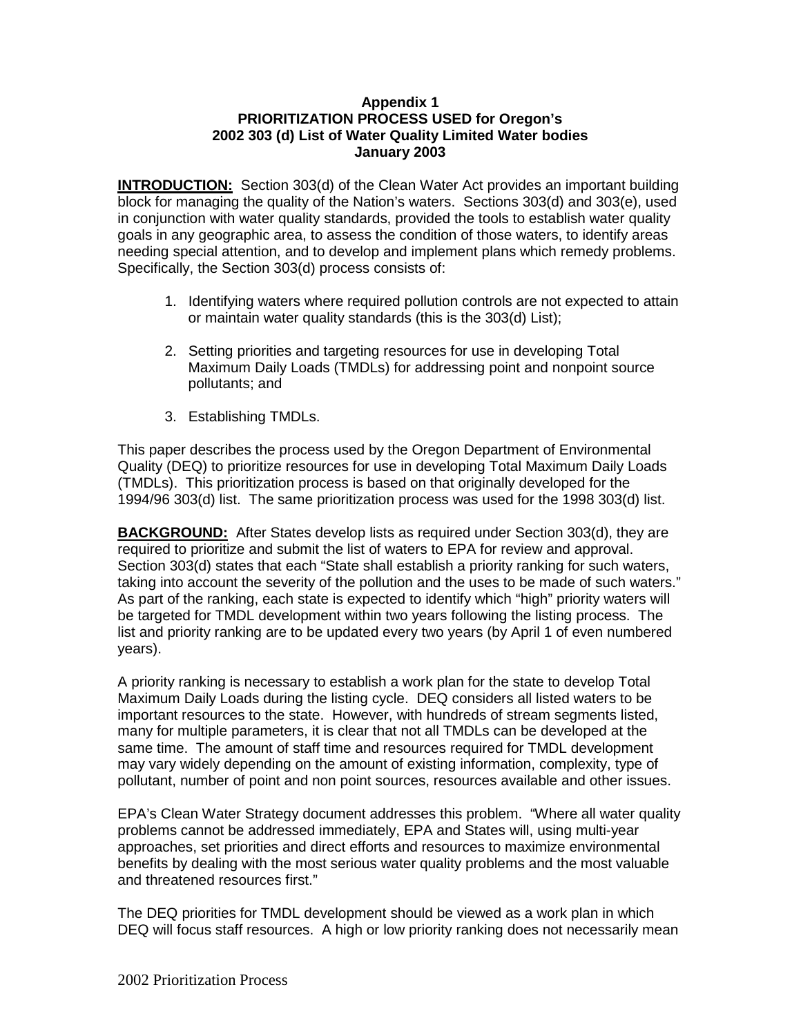**Appendix 1**
**PRIORITIZATION PROCESS USED for Oregon's 2002 303 (d) List of Water Quality Limited Water bodies**
**January 2003**

**INTRODUCTION:** Section 303(d) of the Clean Water Act provides an important building block for managing the quality of the Nation's waters. Sections 303(d) and 303(e), used in conjunction with water quality standards, provided the tools to establish water quality goals in any geographic area, to assess the condition of those waters, to identify areas needing special attention, and to develop and implement plans which remedy problems. Specifically, the Section 303(d) process consists of:

1. Identifying waters where required pollution controls are not expected to attain or maintain water quality standards (this is the 303(d) List);

2. Setting priorities and targeting resources for use in developing Total Maximum Daily Loads (TMDLs) for addressing point and nonpoint source pollutants; and

3. Establishing TMDLs.

This paper describes the process used by the Oregon Department of Environmental Quality (DEQ) to prioritize resources for use in developing Total Maximum Daily Loads (TMDLs). This prioritization process is based on that originally developed for the 1994/96 303(d) list. The same prioritization process was used for the 1998 303(d) list.

**BACKGROUND:** After States develop lists as required under Section 303(d), they are required to prioritize and submit the list of waters to EPA for review and approval. Section 303(d) states that each "State shall establish a priority ranking for such waters, taking into account the severity of the pollution and the uses to be made of such waters." As part of the ranking, each state is expected to identify which "high" priority waters will be targeted for TMDL development within two years following the listing process. The list and priority ranking are to be updated every two years (by April 1 of even numbered years).

A priority ranking is necessary to establish a work plan for the state to develop Total Maximum Daily Loads during the listing cycle. DEQ considers all listed waters to be important resources to the state. However, with hundreds of stream segments listed, many for multiple parameters, it is clear that not all TMDLs can be developed at the same time. The amount of staff time and resources required for TMDL development may vary widely depending on the amount of existing information, complexity, type of pollutant, number of point and non point sources, resources available and other issues.

EPA's Clean Water Strategy document addresses this problem. "Where all water quality problems cannot be addressed immediately, EPA and States will, using multi-year approaches, set priorities and direct efforts and resources to maximize environmental benefits by dealing with the most serious water quality problems and the most valuable and threatened resources first."

The DEQ priorities for TMDL development should be viewed as a work plan in which DEQ will focus staff resources. A high or low priority ranking does not necessarily mean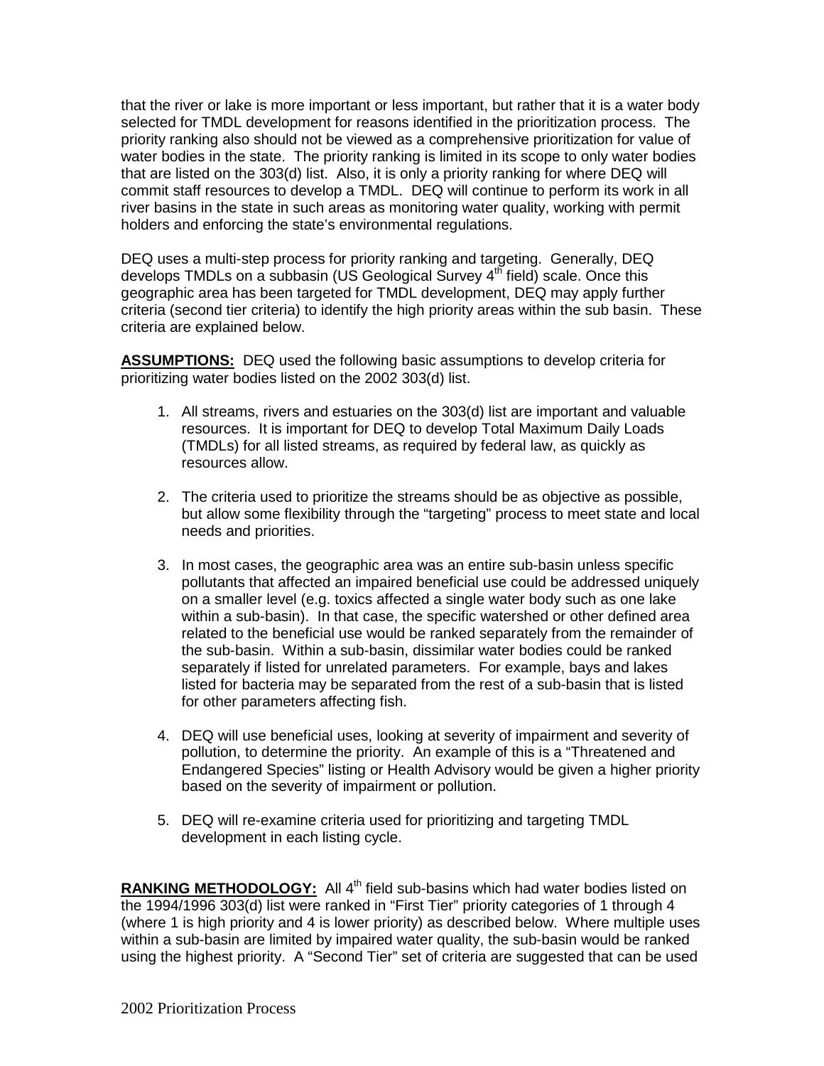that the river or lake is more important or less important, but rather that it is a water body selected for TMDL development for reasons identified in the prioritization process. The priority ranking also should not be viewed as a comprehensive prioritization for value of water bodies in the state. The priority ranking is limited in its scope to only water bodies that are listed on the 303(d) list. Also, it is only a priority ranking for where DEQ will commit staff resources to develop a TMDL. DEQ will continue to perform its work in all river basins in the state in such areas as monitoring water quality, working with permit holders and enforcing the state's environmental regulations.

DEQ uses a multi-step process for priority ranking and targeting. Generally, DEQ develops TMDLs on a subbasin (US Geological Survey 4th field) scale. Once this geographic area has been targeted for TMDL development, DEQ may apply further criteria (second tier criteria) to identify the high priority areas within the sub basin. These criteria are explained below.

**ASSUMPTIONS:** DEQ used the following basic assumptions to develop criteria for prioritizing water bodies listed on the 2002 303(d) list.

1. All streams, rivers and estuaries on the 303(d) list are important and valuable resources. It is important for DEQ to develop Total Maximum Daily Loads (TMDLs) for all listed streams, as required by federal law, as quickly as resources allow.

2. The criteria used to prioritize the streams should be as objective as possible, but allow some flexibility through the "targeting" process to meet state and local needs and priorities.

3. In most cases, the geographic area was an entire sub-basin unless specific pollutants that affected an impaired beneficial use could be addressed uniquely on a smaller level (e.g. toxics affected a single water body such as one lake within a sub-basin). In that case, the specific watershed or other defined area related to the beneficial use would be ranked separately from the remainder of the sub-basin. Within a sub-basin, dissimilar water bodies could be ranked separately if listed for unrelated parameters. For example, bays and lakes listed for bacteria may be separated from the rest of a sub-basin that is listed for other parameters affecting fish.

4. DEQ will use beneficial uses, looking at severity of impairment and severity of pollution, to determine the priority. An example of this is a "Threatened and Endangered Species" listing or Health Advisory would be given a higher priority based on the severity of impairment or pollution.

5. DEQ will re-examine criteria used for prioritizing and targeting TMDL development in each listing cycle.

**RANKING METHODOLOGY:** All 4th field sub-basins which had water bodies listed on the 1994/1996 303(d) list were ranked in "First Tier" priority categories of 1 through 4 (where 1 is high priority and 4 is lower priority) as described below. Where multiple uses within a sub-basin are limited by impaired water quality, the sub-basin would be ranked using the highest priority. A "Second Tier" set of criteria are suggested that can be used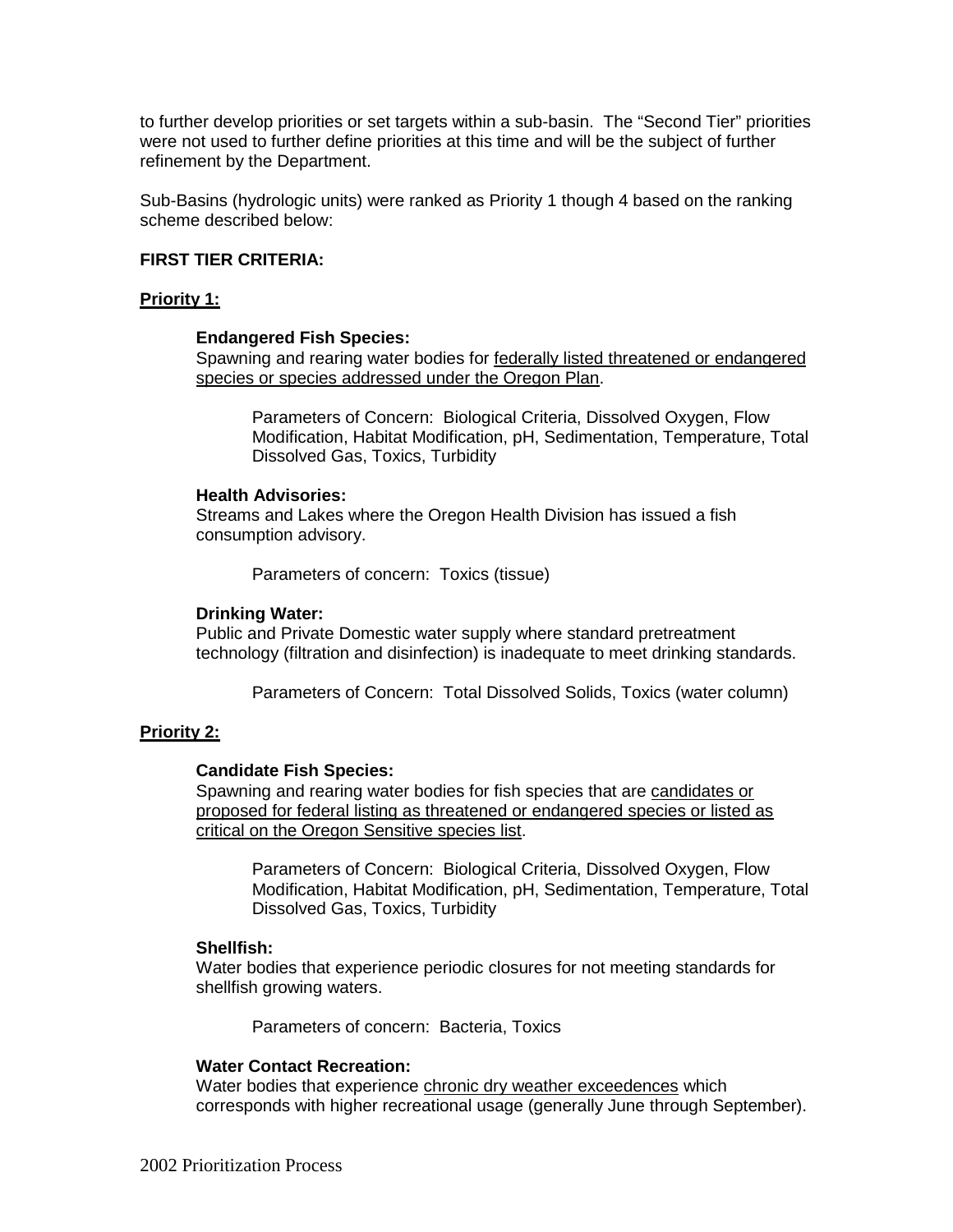to further develop priorities or set targets within a sub-basin. The "Second Tier" priorities were not used to further define priorities at this time and will be the subject of further refinement by the Department.

Sub-Basins (hydrologic units) were ranked as Priority 1 though 4 based on the ranking scheme described below:

**FIRST TIER CRITERIA:**

**Priority 1:**

**Endangered Fish Species:**
Spawning and rearing water bodies for federally listed threatened or endangered species or species addressed under the Oregon Plan.

Parameters of Concern: Biological Criteria, Dissolved Oxygen, Flow Modification, Habitat Modification, pH, Sedimentation, Temperature, Total Dissolved Gas, Toxics, Turbidity

**Health Advisories:**
Streams and Lakes where the Oregon Health Division has issued a fish consumption advisory.

Parameters of concern: Toxics (tissue)

**Drinking Water:**
Public and Private Domestic water supply where standard pretreatment technology (filtration and disinfection) is inadequate to meet drinking standards.

Parameters of Concern: Total Dissolved Solids, Toxics (water column)

**Priority 2:**

**Candidate Fish Species:**
Spawning and rearing water bodies for fish species that are candidates or proposed for federal listing as threatened or endangered species or listed as critical on the Oregon Sensitive species list.

Parameters of Concern: Biological Criteria, Dissolved Oxygen, Flow Modification, Habitat Modification, pH, Sedimentation, Temperature, Total Dissolved Gas, Toxics, Turbidity

**Shellfish:**
Water bodies that experience periodic closures for not meeting standards for shellfish growing waters.

Parameters of concern: Bacteria, Toxics

**Water Contact Recreation:**
Water bodies that experience chronic dry weather exceedences which corresponds with higher recreational usage (generally June through September).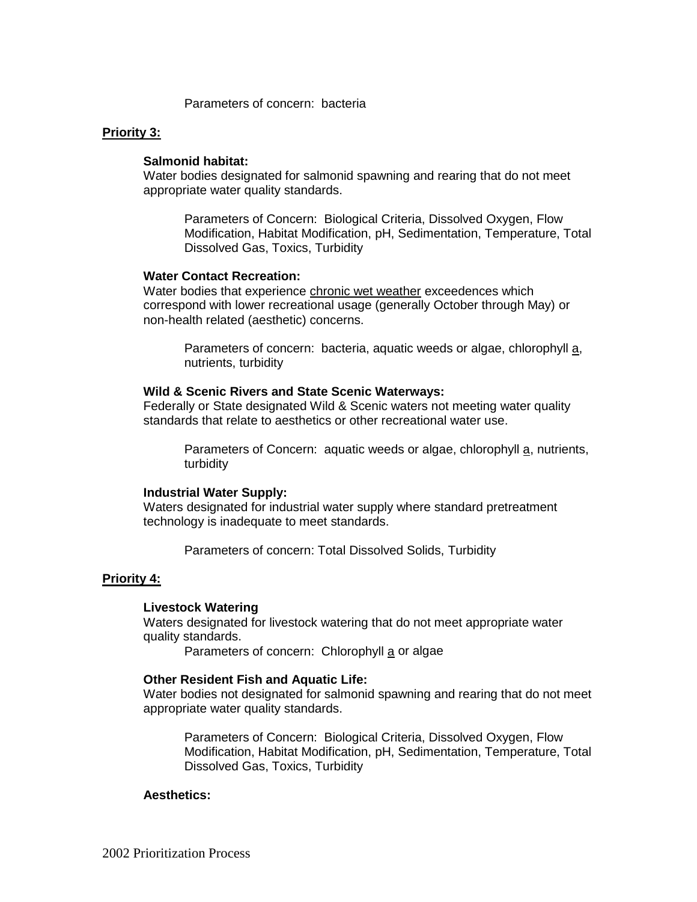Parameters of concern: bacteria

**Priority 3:**

**Salmonid habitat:**
Water bodies designated for salmonid spawning and rearing that do not meet appropriate water quality standards.

Parameters of Concern: Biological Criteria, Dissolved Oxygen, Flow Modification, Habitat Modification, pH, Sedimentation, Temperature, Total Dissolved Gas, Toxics, Turbidity

**Water Contact Recreation:**
Water bodies that experience <u>chronic wet weather</u> exceedences which correspond with lower recreational usage (generally October through May) or non-health related (aesthetic) concerns.

Parameters of concern: bacteria, aquatic weeds or algae, chlorophyll <u>a</u>, nutrients, turbidity

**Wild & Scenic Rivers and State Scenic Waterways:**
Federally or State designated Wild & Scenic waters not meeting water quality standards that relate to aesthetics or other recreational water use.

Parameters of Concern: aquatic weeds or algae, chlorophyll <u>a</u>, nutrients, turbidity

**Industrial Water Supply:**
Waters designated for industrial water supply where standard pretreatment technology is inadequate to meet standards.

Parameters of concern: Total Dissolved Solids, Turbidity

**Priority 4:**

**Livestock Watering**
Waters designated for livestock watering that do not meet appropriate water quality standards.

Parameters of concern: Chlorophyll <u>a</u> or algae

**Other Resident Fish and Aquatic Life:**
Water bodies not designated for salmonid spawning and rearing that do not meet appropriate water quality standards.

Parameters of Concern: Biological Criteria, Dissolved Oxygen, Flow Modification, Habitat Modification, pH, Sedimentation, Temperature, Total Dissolved Gas, Toxics, Turbidity

**Aesthetics:**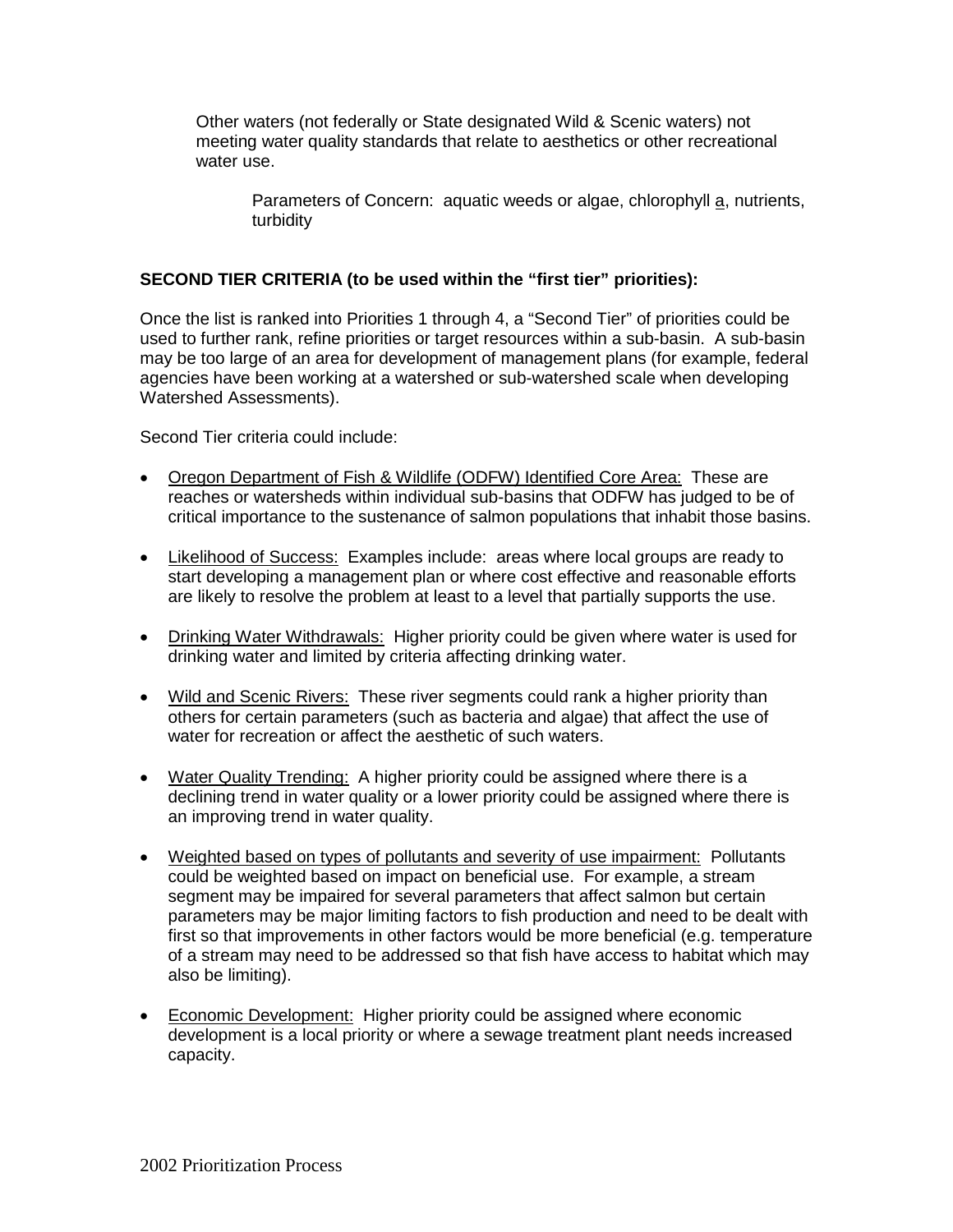Other waters (not federally or State designated Wild & Scenic waters) not meeting water quality standards that relate to aesthetics or other recreational water use.

Parameters of Concern: aquatic weeds or algae, chlorophyll a, nutrients, turbidity

**SECOND TIER CRITERIA (to be used within the "first tier" priorities):**

Once the list is ranked into Priorities 1 through 4, a "Second Tier" of priorities could be used to further rank, refine priorities or target resources within a sub-basin. A sub-basin may be too large of an area for development of management plans (for example, federal agencies have been working at a watershed or sub-watershed scale when developing Watershed Assessments).

Second Tier criteria could include:

- Oregon Department of Fish & Wildlife (ODFW) Identified Core Area: These are reaches or watersheds within individual sub-basins that ODFW has judged to be of critical importance to the sustenance of salmon populations that inhabit those basins.
- Likelihood of Success: Examples include: areas where local groups are ready to start developing a management plan or where cost effective and reasonable efforts are likely to resolve the problem at least to a level that partially supports the use.
- Drinking Water Withdrawals: Higher priority could be given where water is used for drinking water and limited by criteria affecting drinking water.
- Wild and Scenic Rivers: These river segments could rank a higher priority than others for certain parameters (such as bacteria and algae) that affect the use of water for recreation or affect the aesthetic of such waters.
- Water Quality Trending: A higher priority could be assigned where there is a declining trend in water quality or a lower priority could be assigned where there is an improving trend in water quality.
- Weighted based on types of pollutants and severity of use impairment: Pollutants could be weighted based on impact on beneficial use. For example, a stream segment may be impaired for several parameters that affect salmon but certain parameters may be major limiting factors to fish production and need to be dealt with first so that improvements in other factors would be more beneficial (e.g. temperature of a stream may need to be addressed so that fish have access to habitat which may also be limiting).
- Economic Development: Higher priority could be assigned where economic development is a local priority or where a sewage treatment plant needs increased capacity.